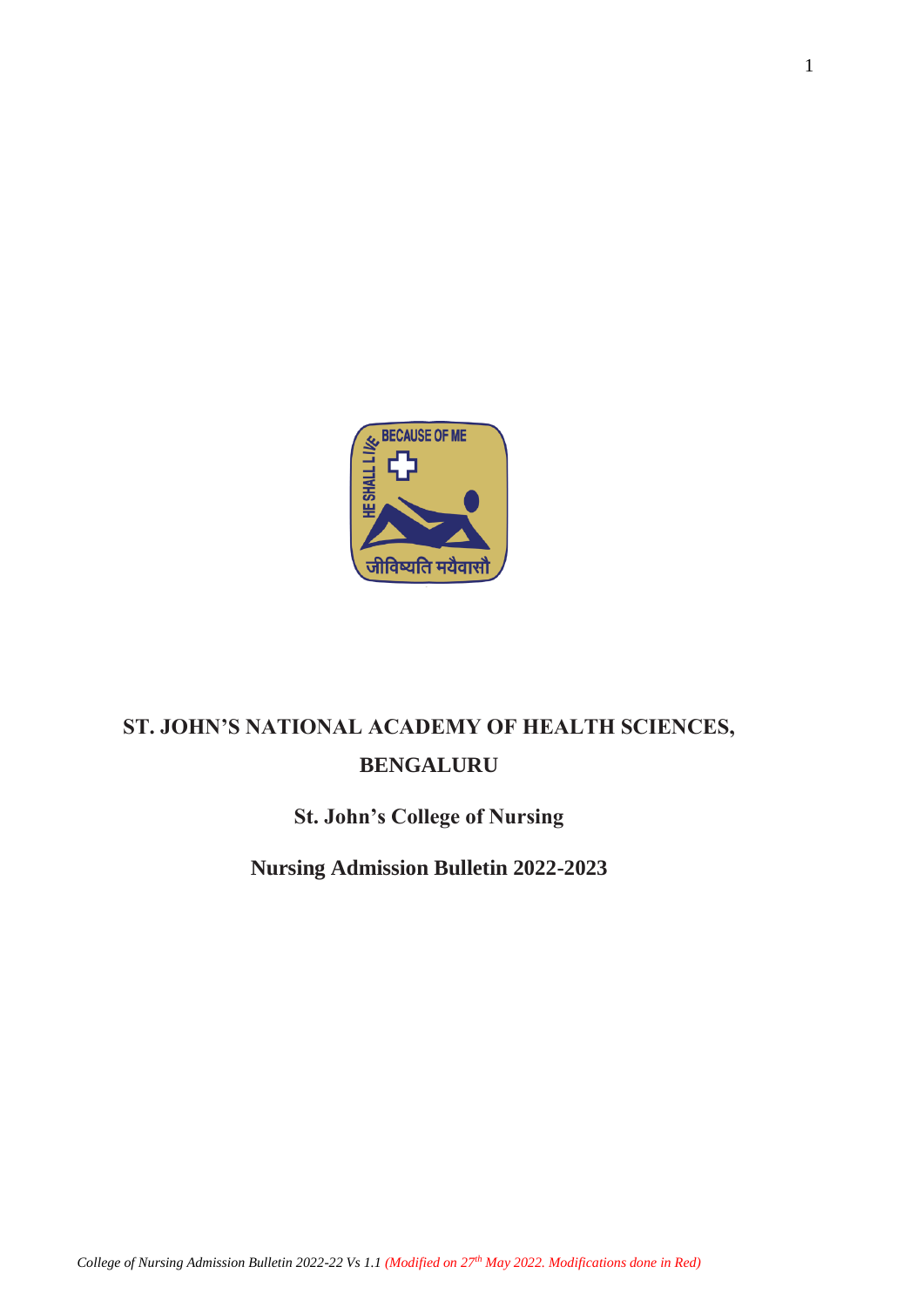# ST. JOHN'S NATIONAL ACADEMY OF HEALTH SCIENCES, BENGALURU

## St. John's College of Nursing

## Nursing Admission Bulletin 2022-2023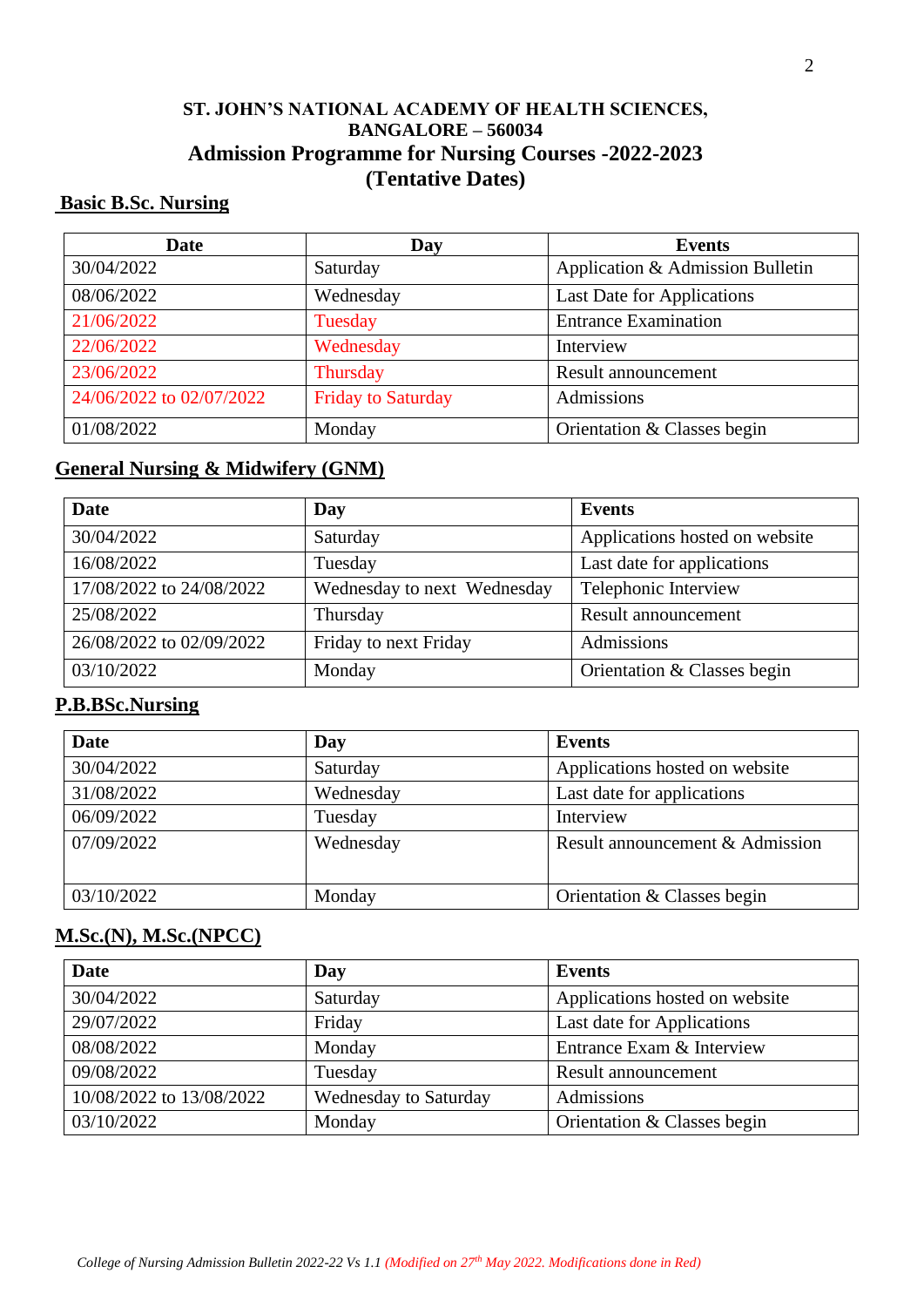**ST. JOHN'S NATIONAL ACADEMY OF HEALTH SCIENCES, BANGALORE – 560034**

# Admission Programme for Nursing Courses -2022-2023

**(Tentative Dates)**

## Basic B.Sc. Nursing

| Date | Day | Events |
|---|---|---|
| 30/04/2022 | Saturday | Application & Admission Bulletin |
| 08/06/2022 | Wednesday | Last Date for Applications |
| 21/06/2022 | Tuesday | Entrance Examination |
| 22/06/2022 | Wednesday | Interview |
| 23/06/2022 | Thursday | Result announcement |
| 24/06/2022 to 02/07/2022 | Friday to Saturday | Admissions |
| 01/08/2022 | Monday | Orientation & Classes begin |

## General Nursing & Midwifery (GNM)

| Date | Day | Events |
|---|---|---|
| 30/04/2022 | Saturday | Applications hosted on website |
| 16/08/2022 | Tuesday | Last date for applications |
| 17/08/2022 to 24/08/2022 | Wednesday to next Wednesday | Telephonic Interview |
| 25/08/2022 | Thursday | Result announcement |
| 26/08/2022 to 02/09/2022 | Friday to next Friday | Admissions |
| 03/10/2022 | Monday | Orientation & Classes begin |

## P.B.BSc.Nursing

| Date | Day | Events |
|---|---|---|
| 30/04/2022 | Saturday | Applications hosted on website |
| 31/08/2022 | Wednesday | Last date for applications |
| 06/09/2022 | Tuesday | Interview |
| 07/09/2022 | Wednesday | Result announcement & Admission |
| 03/10/2022 | Monday | Orientation & Classes begin |

## M.Sc.(N), M.Sc.(NPCC)

| Date | Day | Events |
|---|---|---|
| 30/04/2022 | Saturday | Applications hosted on website |
| 29/07/2022 | Friday | Last date for Applications |
| 08/08/2022 | Monday | Entrance Exam & Interview |
| 09/08/2022 | Tuesday | Result announcement |
| 10/08/2022 to 13/08/2022 | Wednesday to Saturday | Admissions |
| 03/10/2022 | Monday | Orientation & Classes begin |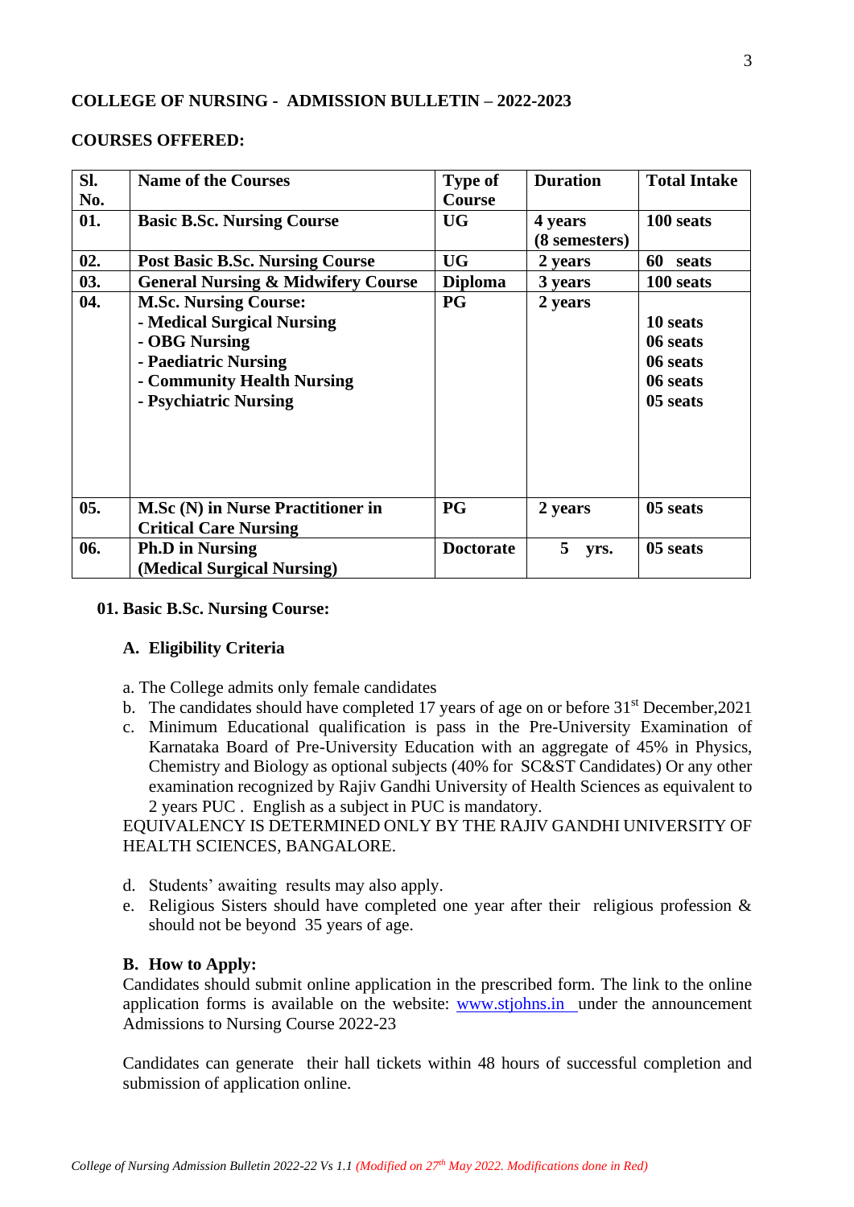**COLLEGE OF NURSING - ADMISSION BULLETIN – 2022-2023**

**COURSES OFFERED:**

| Sl. No. | Name of the Courses | Type of Course | Duration | Total Intake |
|---|---|---|---|---|
| 01. | **Basic B.Sc. Nursing Course** | UG | 4 years (8 semesters) | 100 seats |
| 02. | **Post Basic B.Sc. Nursing Course** | UG | 2 years | 60 seats |
| 03. | **General Nursing & Midwifery Course** | Diploma | 3 years | 100 seats |
| 04. | **M.Sc. Nursing Course:**<br>- Medical Surgical Nursing<br>- OBG Nursing<br>- Paediatric Nursing<br>- Community Health Nursing<br>- Psychiatric Nursing | PG | 2 years | <br>10 seats<br>06 seats<br>06 seats<br>06 seats<br>05 seats |
| 05. | **M.Sc (N) in Nurse Practitioner in Critical Care Nursing** | PG | 2 years | 05 seats |
| 06. | **Ph.D in Nursing (Medical Surgical Nursing)** | Doctorate | 5 yrs. | 05 seats |

**01. Basic B.Sc. Nursing Course:**

**A. Eligibility Criteria**

a. The College admits only female candidates

b. The candidates should have completed 17 years of age on or before 31st December,2021

c. Minimum Educational qualification is pass in the Pre-University Examination of Karnataka Board of Pre-University Education with an aggregate of 45% in Physics, Chemistry and Biology as optional subjects (40% for SC&ST Candidates) Or any other examination recognized by Rajiv Gandhi University of Health Sciences as equivalent to 2 years PUC . English as a subject in PUC is mandatory.

EQUIVALENCY IS DETERMINED ONLY BY THE RAJIV GANDHI UNIVERSITY OF HEALTH SCIENCES, BANGALORE.

d. Students' awaiting results may also apply.

e. Religious Sisters should have completed one year after their religious profession & should not be beyond 35 years of age.

**B. How to Apply:**

Candidates should submit online application in the prescribed form. The link to the online application forms is available on the website: www.stjohns.in under the announcement Admissions to Nursing Course 2022-23

Candidates can generate their hall tickets within 48 hours of successful completion and submission of application online.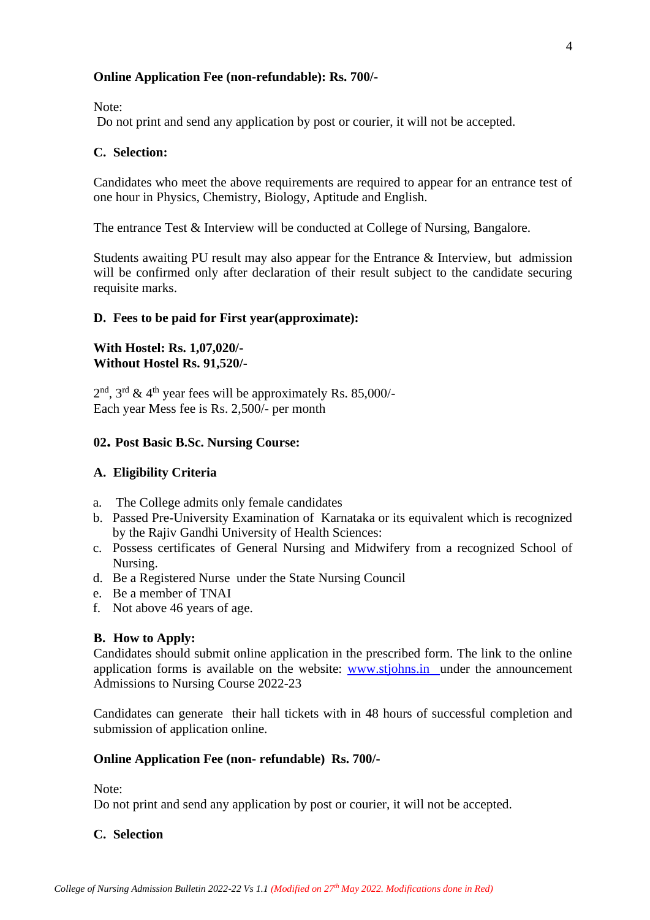**Online Application Fee (non-refundable): Rs. 700/-**

Note:
Do not print and send any application by post or courier, it will not be accepted.

**C. Selection:**

Candidates who meet the above requirements are required to appear for an entrance test of one hour in Physics, Chemistry, Biology, Aptitude and English.

The entrance Test & Interview will be conducted at College of Nursing, Bangalore.

Students awaiting PU result may also appear for the Entrance & Interview, but admission will be confirmed only after declaration of their result subject to the candidate securing requisite marks.

**D. Fees to be paid for First year(approximate):**

**With Hostel: Rs. 1,07,020/-**
**Without Hostel Rs. 91,520/-**

2nd, 3rd & 4th year fees will be approximately Rs. 85,000/-
Each year Mess fee is Rs. 2,500/- per month

**02. Post Basic B.Sc. Nursing Course:**

**A. Eligibility Criteria**

a. The College admits only female candidates
b. Passed Pre-University Examination of Karnataka or its equivalent which is recognized by the Rajiv Gandhi University of Health Sciences:
c. Possess certificates of General Nursing and Midwifery from a recognized School of Nursing.
d. Be a Registered Nurse under the State Nursing Council
e. Be a member of TNAI
f. Not above 46 years of age.

**B. How to Apply:**
Candidates should submit online application in the prescribed form. The link to the online application forms is available on the website: www.stjohns.in under the announcement Admissions to Nursing Course 2022-23

Candidates can generate their hall tickets with in 48 hours of successful completion and submission of application online.

**Online Application Fee (non- refundable) Rs. 700/-**

Note:
Do not print and send any application by post or courier, it will not be accepted.

**C. Selection**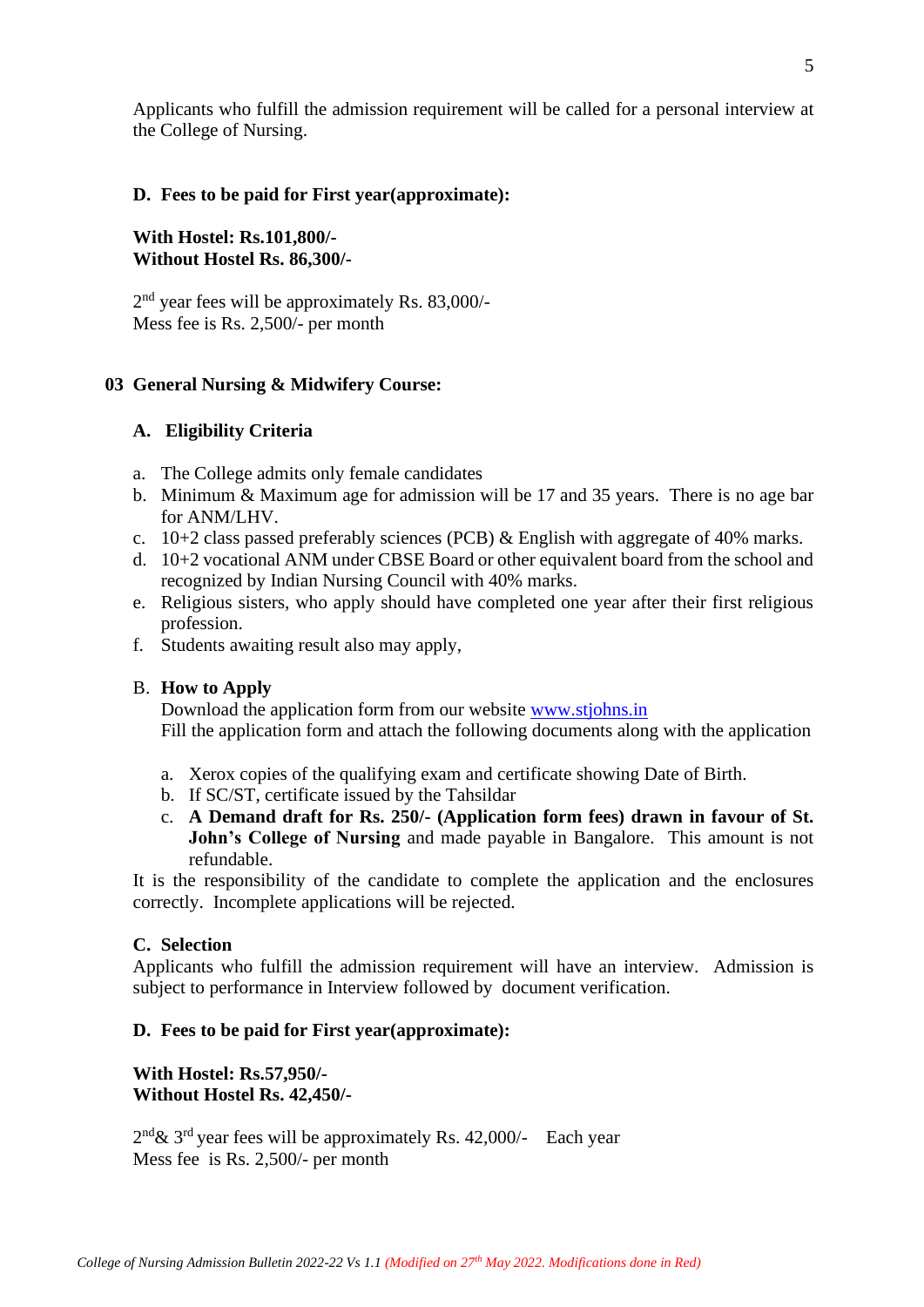Applicants who fulfill the admission requirement will be called for a personal interview at the College of Nursing.

### D. Fees to be paid for First year(approximate):

**With Hostel: Rs.101,800/-**
**Without Hostel Rs. 86,300/-**

2nd year fees will be approximately Rs. 83,000/-
Mess fee is Rs. 2,500/- per month

## 03 General Nursing & Midwifery Course:

### A. Eligibility Criteria

a. The College admits only female candidates
b. Minimum & Maximum age for admission will be 17 and 35 years. There is no age bar for ANM/LHV.
c. 10+2 class passed preferably sciences (PCB) & English with aggregate of 40% marks.
d. 10+2 vocational ANM under CBSE Board or other equivalent board from the school and recognized by Indian Nursing Council with 40% marks.
e. Religious sisters, who apply should have completed one year after their first religious profession.
f. Students awaiting result also may apply,

### B. How to Apply

Download the application form from our website [www.stjohns.in](http://www.stjohns.in)
Fill the application form and attach the following documents along with the application

a. Xerox copies of the qualifying exam and certificate showing Date of Birth.
b. If SC/ST, certificate issued by the Tahsildar
c. **A Demand draft for Rs. 250/- (Application form fees) drawn in favour of St. John's College of Nursing** and made payable in Bangalore. This amount is not refundable.

It is the responsibility of the candidate to complete the application and the enclosures correctly. Incomplete applications will be rejected.

### C. Selection

Applicants who fulfill the admission requirement will have an interview. Admission is subject to performance in Interview followed by document verification.

### D. Fees to be paid for First year(approximate):

**With Hostel: Rs.57,950/-**
**Without Hostel Rs. 42,450/-**

2nd & 3rd year fees will be approximately Rs. 42,000/- Each year
Mess fee is Rs. 2,500/- per month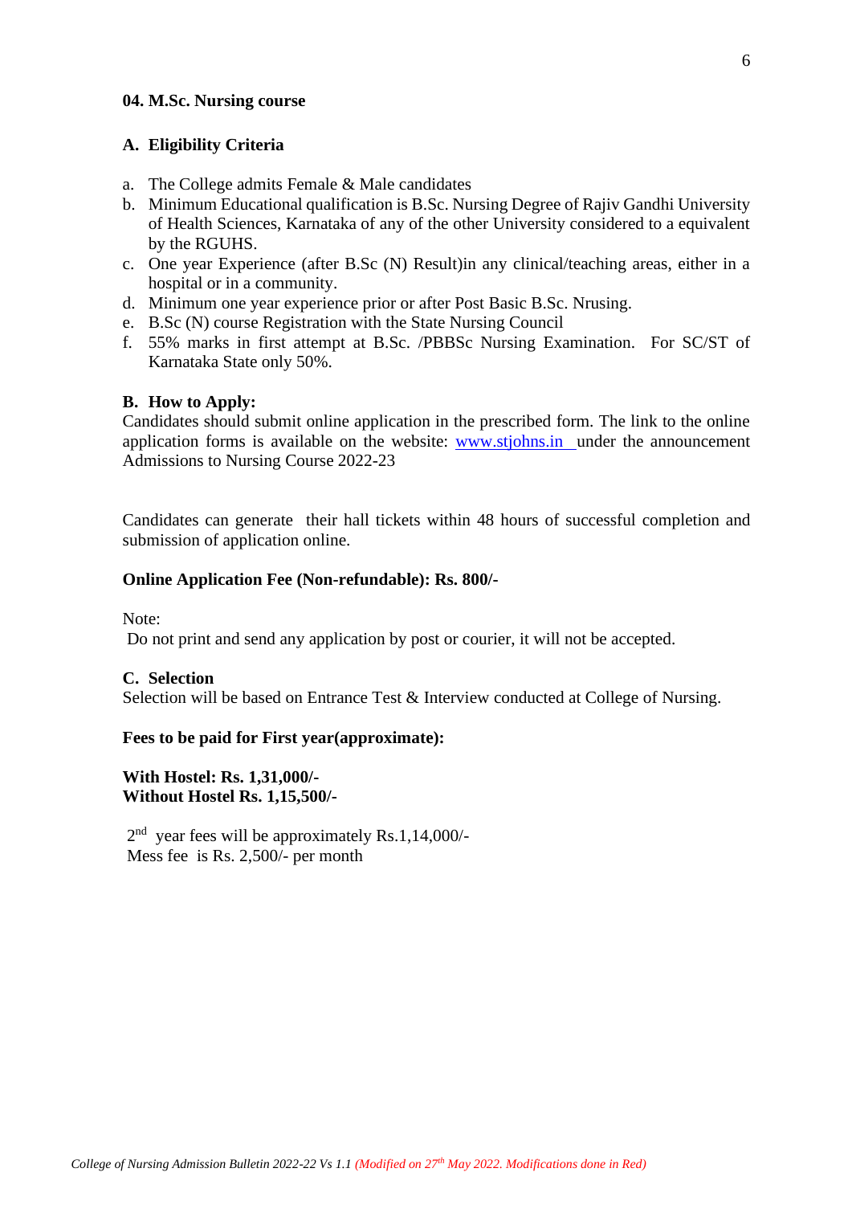## 04. M.Sc. Nursing course

### A. Eligibility Criteria

a. The College admits Female & Male candidates
b. Minimum Educational qualification is B.Sc. Nursing Degree of Rajiv Gandhi University of Health Sciences, Karnataka of any of the other University considered to a equivalent by the RGUHS.
c. One year Experience (after B.Sc (N) Result)in any clinical/teaching areas, either in a hospital or in a community.
d. Minimum one year experience prior or after Post Basic B.Sc. Nrusing.
e. B.Sc (N) course Registration with the State Nursing Council
f. 55% marks in first attempt at B.Sc. /PBBSc Nursing Examination. For SC/ST of Karnataka State only 50%.

### B. How to Apply:

Candidates should submit online application in the prescribed form. The link to the online application forms is available on the website: www.stjohns.in under the announcement Admissions to Nursing Course 2022-23

Candidates can generate their hall tickets within 48 hours of successful completion and submission of application online.

**Online Application Fee (Non-refundable): Rs. 800/-**

Note:
Do not print and send any application by post or courier, it will not be accepted.

### C. Selection

Selection will be based on Entrance Test & Interview conducted at College of Nursing.

**Fees to be paid for First year(approximate):**

**With Hostel: Rs. 1,31,000/-**
**Without Hostel Rs. 1,15,500/-**

2nd year fees will be approximately Rs.1,14,000/-
Mess fee is Rs. 2,500/- per month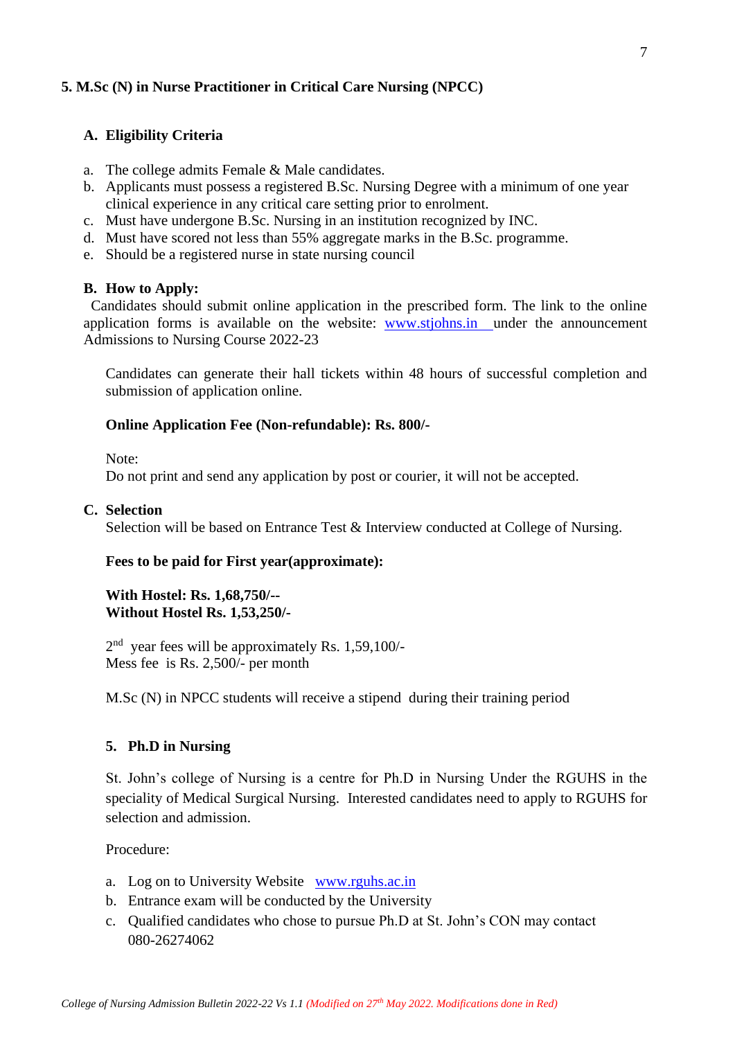## 5. M.Sc (N) in Nurse Practitioner in Critical Care Nursing (NPCC)

### A. Eligibility Criteria

a. The college admits Female & Male candidates.
b. Applicants must possess a registered B.Sc. Nursing Degree with a minimum of one year clinical experience in any critical care setting prior to enrolment.
c. Must have undergone B.Sc. Nursing in an institution recognized by INC.
d. Must have scored not less than 55% aggregate marks in the B.Sc. programme.
e. Should be a registered nurse in state nursing council

### B. How to Apply:

Candidates should submit online application in the prescribed form. The link to the online application forms is available on the website: www.stjohns.in under the announcement Admissions to Nursing Course 2022-23

Candidates can generate their hall tickets within 48 hours of successful completion and submission of application online.

**Online Application Fee (Non-refundable): Rs. 800/-**

Note:
Do not print and send any application by post or courier, it will not be accepted.

### C. Selection

Selection will be based on Entrance Test & Interview conducted at College of Nursing.

**Fees to be paid for First year(approximate):**

**With Hostel: Rs. 1,68,750/--**
**Without Hostel Rs. 1,53,250/-**

2nd year fees will be approximately Rs. 1,59,100/-
Mess fee is Rs. 2,500/- per month

M.Sc (N) in NPCC students will receive a stipend during their training period

## 5. Ph.D in Nursing

St. John's college of Nursing is a centre for Ph.D in Nursing Under the RGUHS in the speciality of Medical Surgical Nursing. Interested candidates need to apply to RGUHS for selection and admission.

Procedure:

a. Log on to University Website www.rguhs.ac.in
b. Entrance exam will be conducted by the University
c. Qualified candidates who chose to pursue Ph.D at St. John's CON may contact 080-26274062

*College of Nursing Admission Bulletin 2022-22 Vs 1.1 (Modified on 27th May 2022. Modifications done in Red)*